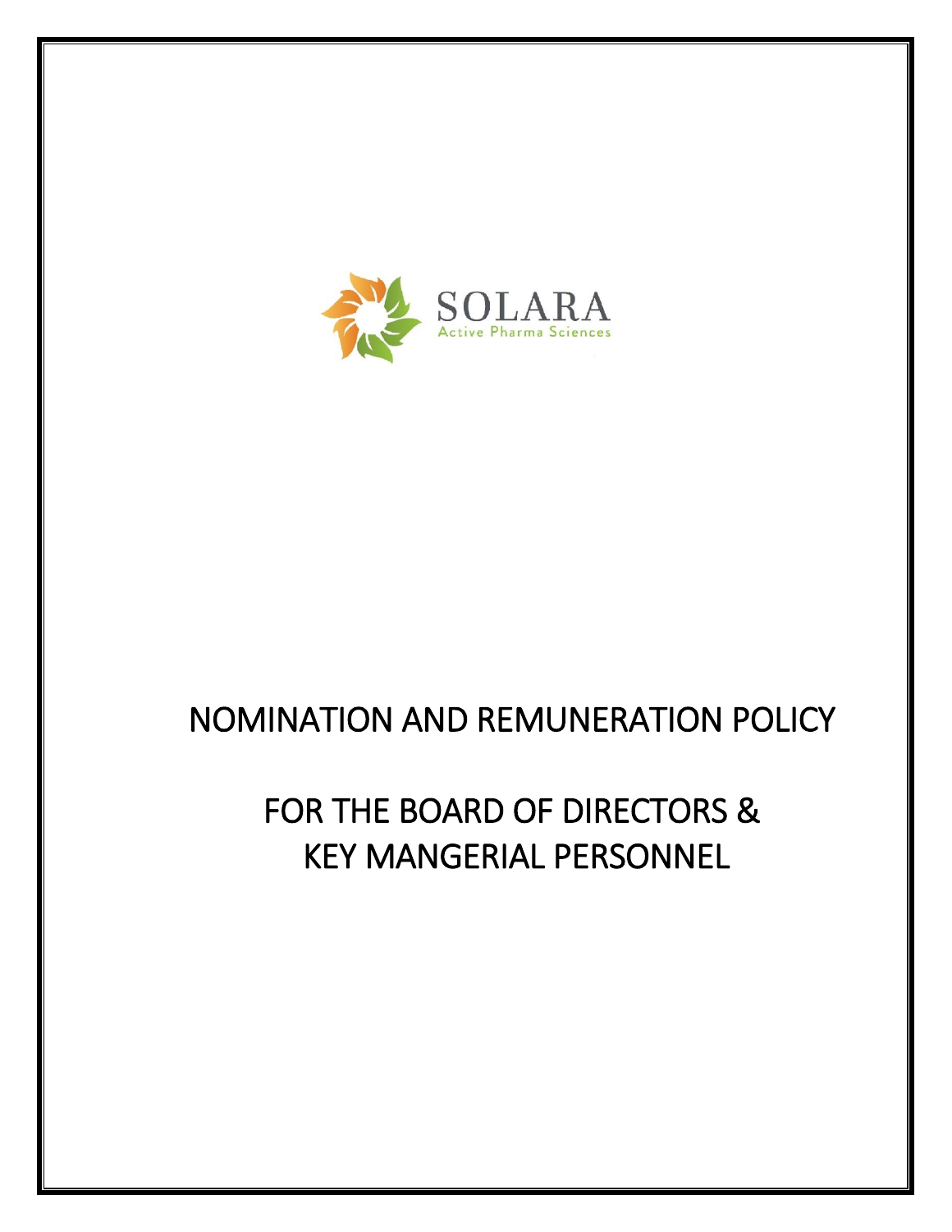SOLARA

Active Pharma Sciences

# NOMINATION AND REMUNERATION POLICY

# FOR THE BOARD OF DIRECTORS & KEY MANGERIAL PERSONNEL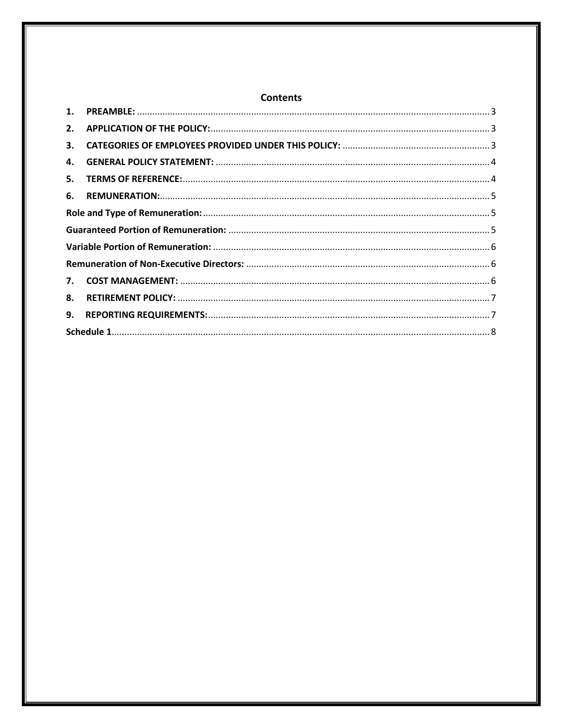# Contents

1. **PREAMBLE:** .......... 3
2. **APPLICATION OF THE POLICY:** .......... 3
3. **CATEGORIES OF EMPLOYEES PROVIDED UNDER THIS POLICY:** .......... 3
4. **GENERAL POLICY STATEMENT:** .......... 4
5. **TERMS OF REFERENCE:** .......... 4
6. **REMUNERATION:** .......... 5

**Role and Type of Remuneration:** .......... 5

**Guaranteed Portion of Remuneration:** .......... 5

**Variable Portion of Remuneration:** .......... 6

**Remuneration of Non-Executive Directors:** .......... 6

7. **COST MANAGEMENT:** .......... 6
8. **RETIREMENT POLICY:** .......... 7
9. **REPORTING REQUIREMENTS:** .......... 7

**Schedule 1** .......... 8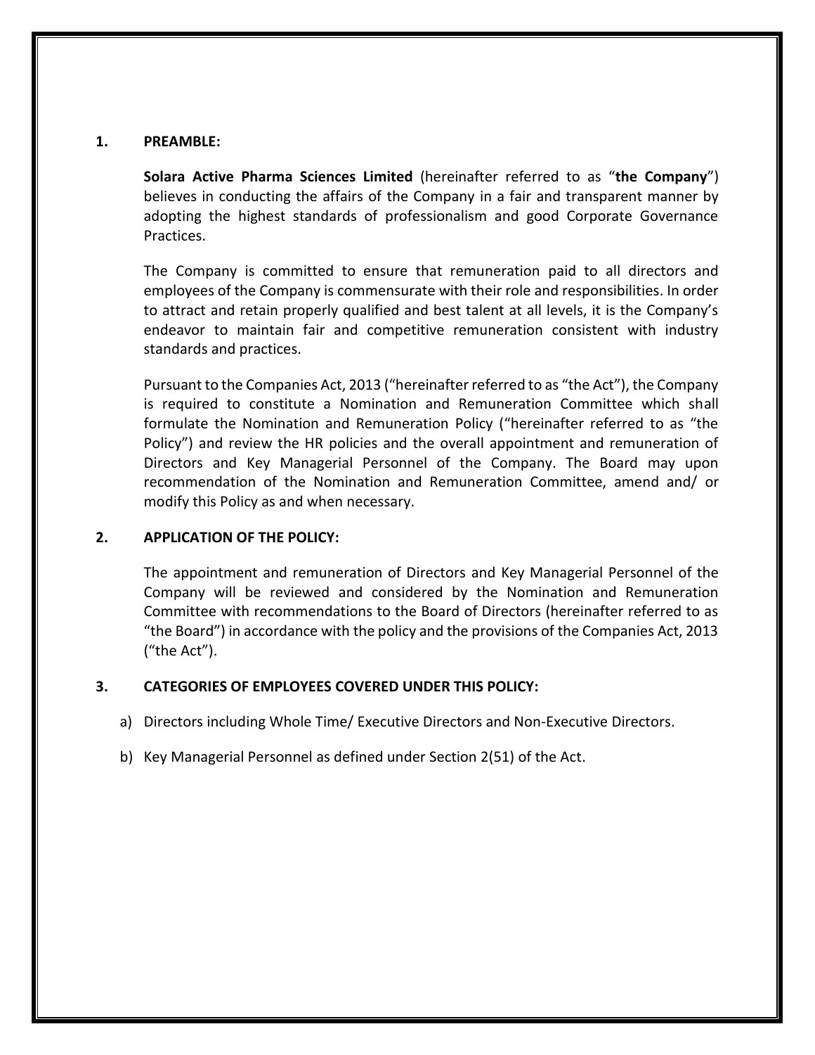## 1. PREAMBLE:

**Solara Active Pharma Sciences Limited** (hereinafter referred to as "**the Company**") believes in conducting the affairs of the Company in a fair and transparent manner by adopting the highest standards of professionalism and good Corporate Governance Practices.

The Company is committed to ensure that remuneration paid to all directors and employees of the Company is commensurate with their role and responsibilities. In order to attract and retain properly qualified and best talent at all levels, it is the Company's endeavor to maintain fair and competitive remuneration consistent with industry standards and practices.

Pursuant to the Companies Act, 2013 ("hereinafter referred to as "the Act"), the Company is required to constitute a Nomination and Remuneration Committee which shall formulate the Nomination and Remuneration Policy ("hereinafter referred to as "the Policy") and review the HR policies and the overall appointment and remuneration of Directors and Key Managerial Personnel of the Company. The Board may upon recommendation of the Nomination and Remuneration Committee, amend and/ or modify this Policy as and when necessary.

## 2. APPLICATION OF THE POLICY:

The appointment and remuneration of Directors and Key Managerial Personnel of the Company will be reviewed and considered by the Nomination and Remuneration Committee with recommendations to the Board of Directors (hereinafter referred to as "the Board") in accordance with the policy and the provisions of the Companies Act, 2013 ("the Act").

## 3. CATEGORIES OF EMPLOYEES COVERED UNDER THIS POLICY:

a) Directors including Whole Time/ Executive Directors and Non-Executive Directors.

b) Key Managerial Personnel as defined under Section 2(51) of the Act.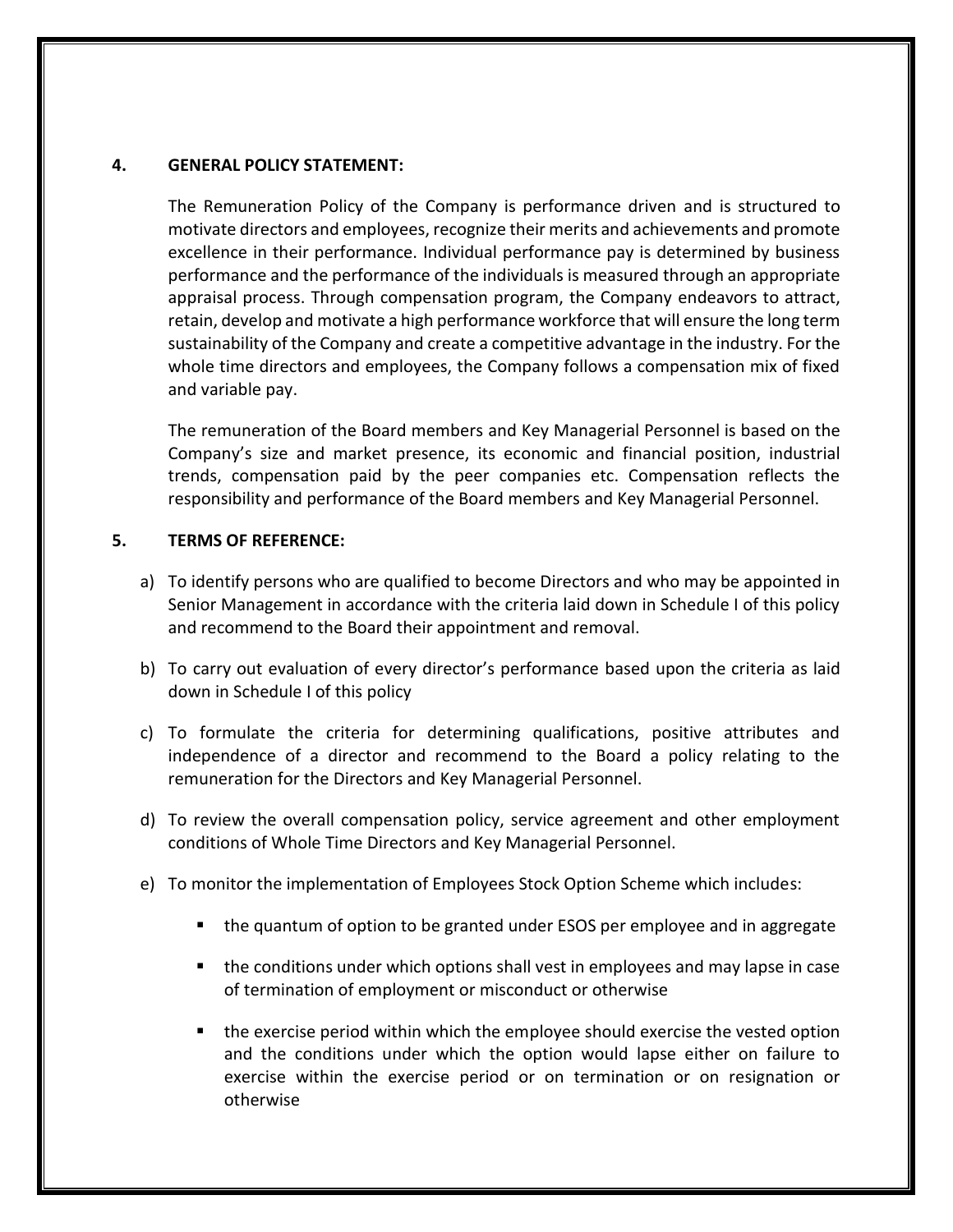## 4. GENERAL POLICY STATEMENT:

The Remuneration Policy of the Company is performance driven and is structured to motivate directors and employees, recognize their merits and achievements and promote excellence in their performance. Individual performance pay is determined by business performance and the performance of the individuals is measured through an appropriate appraisal process. Through compensation program, the Company endeavors to attract, retain, develop and motivate a high performance workforce that will ensure the long term sustainability of the Company and create a competitive advantage in the industry. For the whole time directors and employees, the Company follows a compensation mix of fixed and variable pay.

The remuneration of the Board members and Key Managerial Personnel is based on the Company's size and market presence, its economic and financial position, industrial trends, compensation paid by the peer companies etc. Compensation reflects the responsibility and performance of the Board members and Key Managerial Personnel.

## 5. TERMS OF REFERENCE:

a) To identify persons who are qualified to become Directors and who may be appointed in Senior Management in accordance with the criteria laid down in Schedule I of this policy and recommend to the Board their appointment and removal.

b) To carry out evaluation of every director's performance based upon the criteria as laid down in Schedule I of this policy

c) To formulate the criteria for determining qualifications, positive attributes and independence of a director and recommend to the Board a policy relating to the remuneration for the Directors and Key Managerial Personnel.

d) To review the overall compensation policy, service agreement and other employment conditions of Whole Time Directors and Key Managerial Personnel.

e) To monitor the implementation of Employees Stock Option Scheme which includes:

- the quantum of option to be granted under ESOS per employee and in aggregate
- the conditions under which options shall vest in employees and may lapse in case of termination of employment or misconduct or otherwise
- the exercise period within which the employee should exercise the vested option and the conditions under which the option would lapse either on failure to exercise within the exercise period or on termination or on resignation or otherwise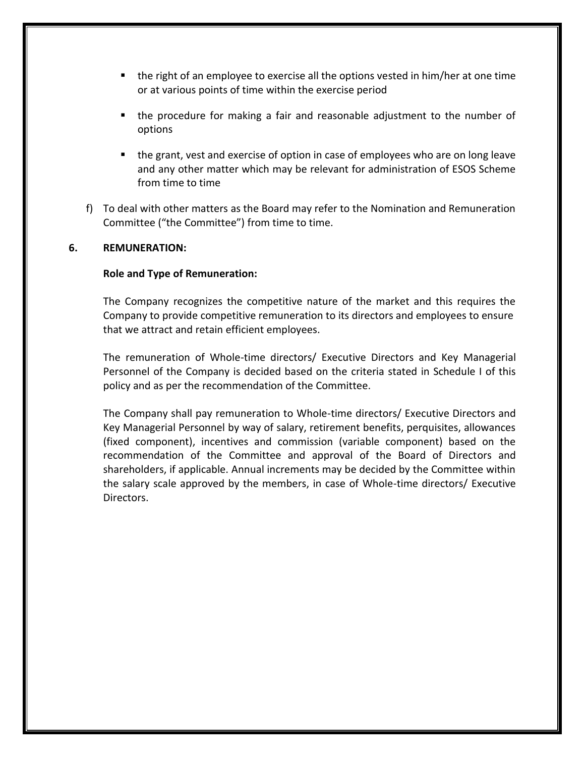- the right of an employee to exercise all the options vested in him/her at one time or at various points of time within the exercise period

- the procedure for making a fair and reasonable adjustment to the number of options

- the grant, vest and exercise of option in case of employees who are on long leave and any other matter which may be relevant for administration of ESOS Scheme from time to time

f) To deal with other matters as the Board may refer to the Nomination and Remuneration Committee ("the Committee") from time to time.

## 6. REMUNERATION:

**Role and Type of Remuneration:**

The Company recognizes the competitive nature of the market and this requires the Company to provide competitive remuneration to its directors and employees to ensure that we attract and retain efficient employees.

The remuneration of Whole-time directors/ Executive Directors and Key Managerial Personnel of the Company is decided based on the criteria stated in Schedule I of this policy and as per the recommendation of the Committee.

The Company shall pay remuneration to Whole-time directors/ Executive Directors and Key Managerial Personnel by way of salary, retirement benefits, perquisites, allowances (fixed component), incentives and commission (variable component) based on the recommendation of the Committee and approval of the Board of Directors and shareholders, if applicable. Annual increments may be decided by the Committee within the salary scale approved by the members, in case of Whole-time directors/ Executive Directors.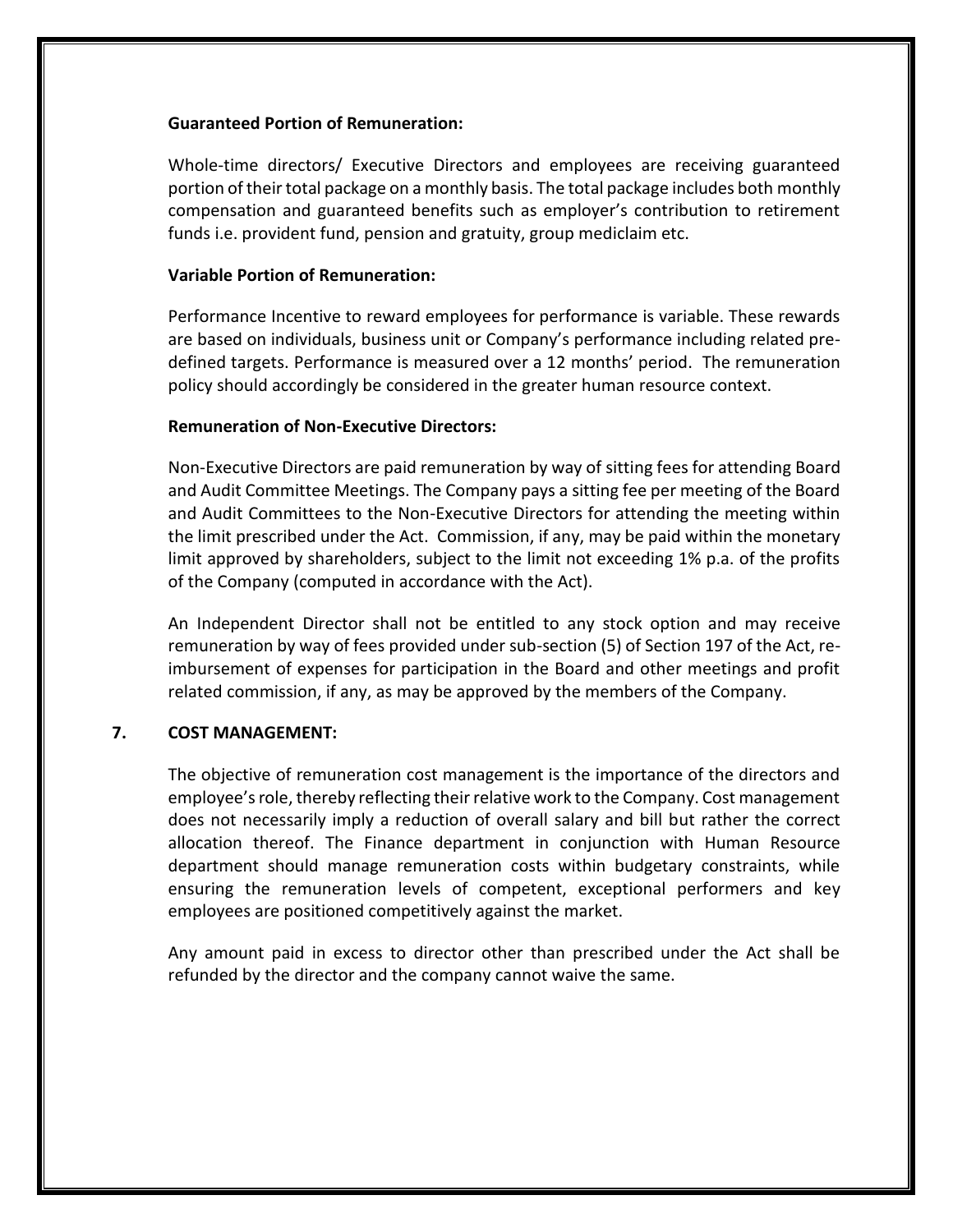**Guaranteed Portion of Remuneration:**

Whole-time directors/ Executive Directors and employees are receiving guaranteed portion of their total package on a monthly basis. The total package includes both monthly compensation and guaranteed benefits such as employer's contribution to retirement funds i.e. provident fund, pension and gratuity, group mediclaim etc.

**Variable Portion of Remuneration:**

Performance Incentive to reward employees for performance is variable. These rewards are based on individuals, business unit or Company's performance including related pre-defined targets. Performance is measured over a 12 months' period. The remuneration policy should accordingly be considered in the greater human resource context.

**Remuneration of Non-Executive Directors:**

Non-Executive Directors are paid remuneration by way of sitting fees for attending Board and Audit Committee Meetings. The Company pays a sitting fee per meeting of the Board and Audit Committees to the Non-Executive Directors for attending the meeting within the limit prescribed under the Act. Commission, if any, may be paid within the monetary limit approved by shareholders, subject to the limit not exceeding 1% p.a. of the profits of the Company (computed in accordance with the Act).

An Independent Director shall not be entitled to any stock option and may receive remuneration by way of fees provided under sub-section (5) of Section 197 of the Act, re-imbursement of expenses for participation in the Board and other meetings and profit related commission, if any, as may be approved by the members of the Company.

## 7. COST MANAGEMENT:

The objective of remuneration cost management is the importance of the directors and employee's role, thereby reflecting their relative work to the Company. Cost management does not necessarily imply a reduction of overall salary and bill but rather the correct allocation thereof. The Finance department in conjunction with Human Resource department should manage remuneration costs within budgetary constraints, while ensuring the remuneration levels of competent, exceptional performers and key employees are positioned competitively against the market.

Any amount paid in excess to director other than prescribed under the Act shall be refunded by the director and the company cannot waive the same.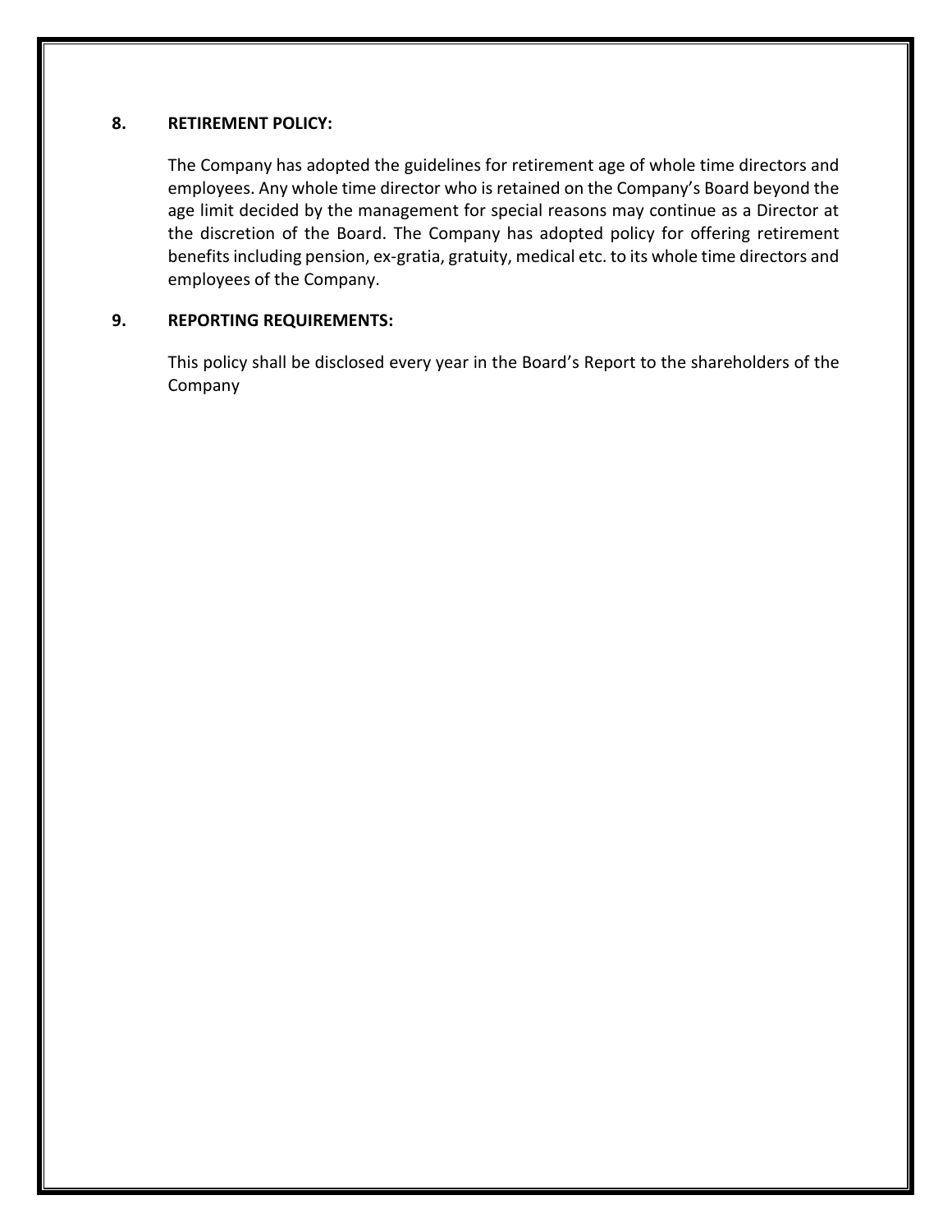**8. RETIREMENT POLICY:**

The Company has adopted the guidelines for retirement age of whole time directors and employees. Any whole time director who is retained on the Company's Board beyond the age limit decided by the management for special reasons may continue as a Director at the discretion of the Board. The Company has adopted policy for offering retirement benefits including pension, ex-gratia, gratuity, medical etc. to its whole time directors and employees of the Company.

**9. REPORTING REQUIREMENTS:**

This policy shall be disclosed every year in the Board's Report to the shareholders of the Company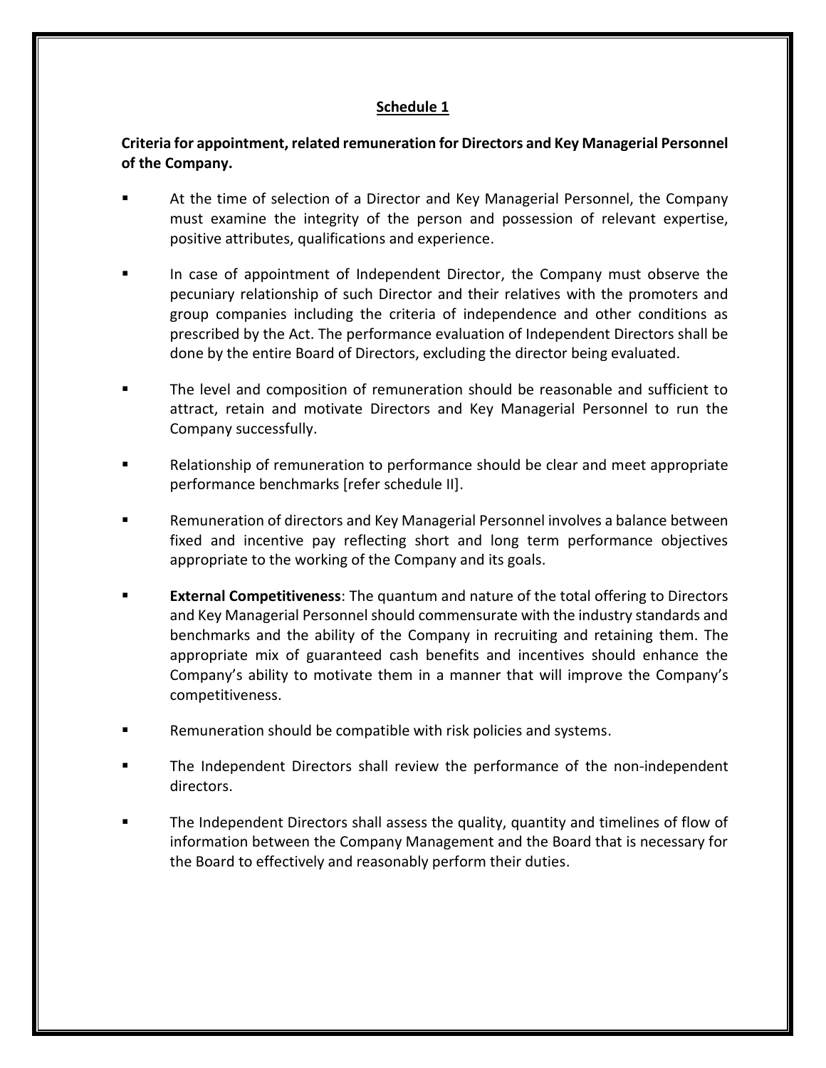## Schedule 1

**Criteria for appointment, related remuneration for Directors and Key Managerial Personnel of the Company.**

- At the time of selection of a Director and Key Managerial Personnel, the Company must examine the integrity of the person and possession of relevant expertise, positive attributes, qualifications and experience.

- In case of appointment of Independent Director, the Company must observe the pecuniary relationship of such Director and their relatives with the promoters and group companies including the criteria of independence and other conditions as prescribed by the Act. The performance evaluation of Independent Directors shall be done by the entire Board of Directors, excluding the director being evaluated.

- The level and composition of remuneration should be reasonable and sufficient to attract, retain and motivate Directors and Key Managerial Personnel to run the Company successfully.

- Relationship of remuneration to performance should be clear and meet appropriate performance benchmarks [refer schedule II].

- Remuneration of directors and Key Managerial Personnel involves a balance between fixed and incentive pay reflecting short and long term performance objectives appropriate to the working of the Company and its goals.

- **External Competitiveness**: The quantum and nature of the total offering to Directors and Key Managerial Personnel should commensurate with the industry standards and benchmarks and the ability of the Company in recruiting and retaining them. The appropriate mix of guaranteed cash benefits and incentives should enhance the Company's ability to motivate them in a manner that will improve the Company's competitiveness.

- Remuneration should be compatible with risk policies and systems.

- The Independent Directors shall review the performance of the non-independent directors.

- The Independent Directors shall assess the quality, quantity and timelines of flow of information between the Company Management and the Board that is necessary for the Board to effectively and reasonably perform their duties.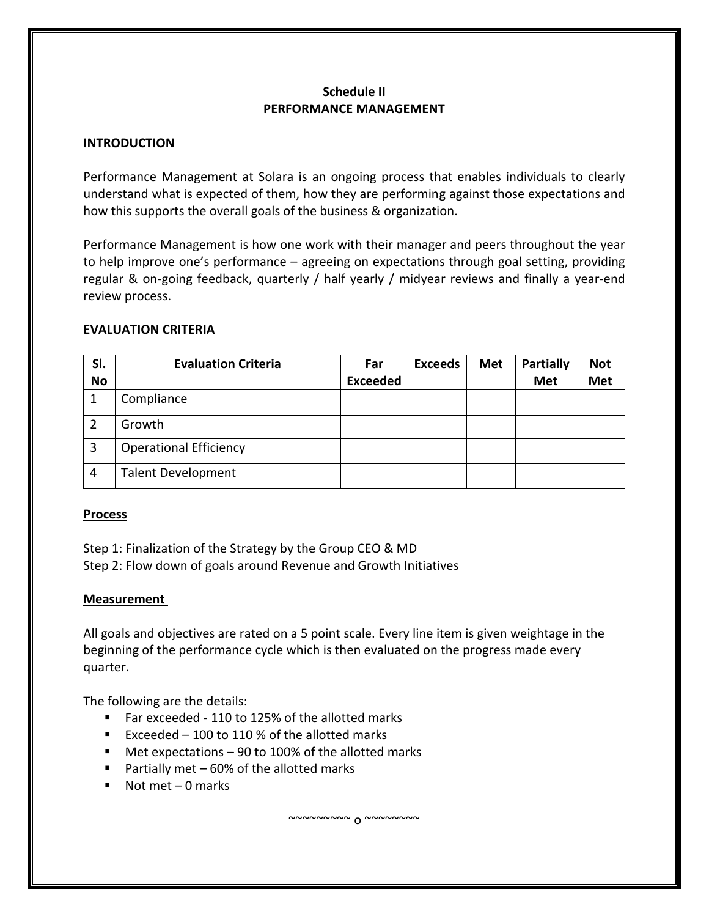## Schedule II
## PERFORMANCE MANAGEMENT

**INTRODUCTION**

Performance Management at Solara is an ongoing process that enables individuals to clearly understand what is expected of them, how they are performing against those expectations and how this supports the overall goals of the business & organization.

Performance Management is how one work with their manager and peers throughout the year to help improve one's performance – agreeing on expectations through goal setting, providing regular & on-going feedback, quarterly / half yearly / midyear reviews and finally a year-end review process.

**EVALUATION CRITERIA**

| Sl. No | Evaluation Criteria | Far Exceeded | Exceeds | Met | Partially Met | Not Met |
|---|---|---|---|---|---|---|
| 1 | Compliance | | | | | |
| 2 | Growth | | | | | |
| 3 | Operational Efficiency | | | | | |
| 4 | Talent Development | | | | | |

**Process**

Step 1: Finalization of the Strategy by the Group CEO & MD
Step 2: Flow down of goals around Revenue and Growth Initiatives

**Measurement**

All goals and objectives are rated on a 5 point scale. Every line item is given weightage in the beginning of the performance cycle which is then evaluated on the progress made every quarter.

The following are the details:

- Far exceeded - 110 to 125% of the allotted marks
- Exceeded – 100 to 110 % of the allotted marks
- Met expectations – 90 to 100% of the allotted marks
- Partially met – 60% of the allotted marks
- Not met – 0 marks

~~~~~~~~~ o ~~~~~~~~